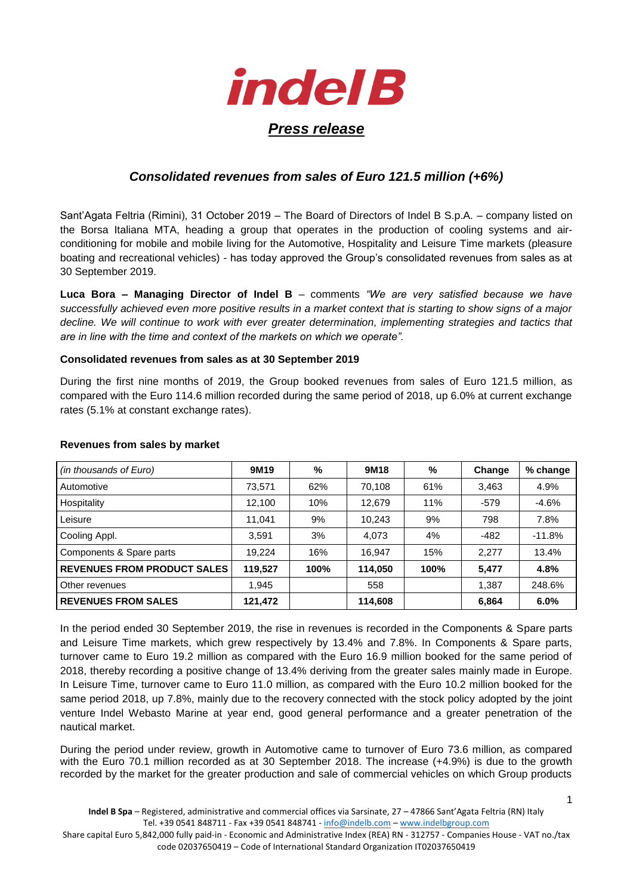# indel B

## *Press release*

### *Consolidated revenues from sales of Euro 121.5 million (+6%)*

Sant'Agata Feltria (Rimini), 31 October 2019 – The Board of Directors of Indel B S.p.A. – company listed on the Borsa Italiana MTA, heading a group that operates in the production of cooling systems and air-conditioning for mobile and mobile living for the Automotive, Hospitality and Leisure Time markets (pleasure boating and recreational vehicles) - has today approved the Group's consolidated revenues from sales as at 30 September 2019.

**Luca Bora – Managing Director of Indel B** – comments *"We are very satisfied because we have successfully achieved even more positive results in a market context that is starting to show signs of a major decline. We will continue to work with ever greater determination, implementing strategies and tactics that are in line with the time and context of the markets on which we operate".*

**Consolidated revenues from sales as at 30 September 2019**

During the first nine months of 2019, the Group booked revenues from sales of Euro 121.5 million, as compared with the Euro 114.6 million recorded during the same period of 2018, up 6.0% at current exchange rates (5.1% at constant exchange rates).

**Revenues from sales by market**

| *(in thousands of Euro)* | 9M19 | % | 9M18 | % | Change | % change |
|---|---|---|---|---|---|---|
| Automotive | 73,571 | 62% | 70,108 | 61% | 3,463 | 4.9% |
| Hospitality | 12,100 | 10% | 12,679 | 11% | -579 | -4.6% |
| Leisure | 11,041 | 9% | 10,243 | 9% | 798 | 7.8% |
| Cooling Appl. | 3,591 | 3% | 4,073 | 4% | -482 | -11.8% |
| Components & Spare parts | 19,224 | 16% | 16,947 | 15% | 2,277 | 13.4% |
| **REVENUES FROM PRODUCT SALES** | **119,527** | **100%** | **114,050** | **100%** | **5,477** | **4.8%** |
| Other revenues | 1,945 | | 558 | | 1,387 | 248.6% |
| **REVENUES FROM SALES** | **121,472** | | **114,608** | | **6,864** | **6.0%** |

In the period ended 30 September 2019, the rise in revenues is recorded in the Components & Spare parts and Leisure Time markets, which grew respectively by 13.4% and 7.8%. In Components & Spare parts, turnover came to Euro 19.2 million as compared with the Euro 16.9 million booked for the same period of 2018, thereby recording a positive change of 13.4% deriving from the greater sales mainly made in Europe. In Leisure Time, turnover came to Euro 11.0 million, as compared with the Euro 10.2 million booked for the same period 2018, up 7.8%, mainly due to the recovery connected with the stock policy adopted by the joint venture Indel Webasto Marine at year end, good general performance and a greater penetration of the nautical market.

During the period under review, growth in Automotive came to turnover of Euro 73.6 million, as compared with the Euro 70.1 million recorded as at 30 September 2018. The increase (+4.9%) is due to the growth recorded by the market for the greater production and sale of commercial vehicles on which Group products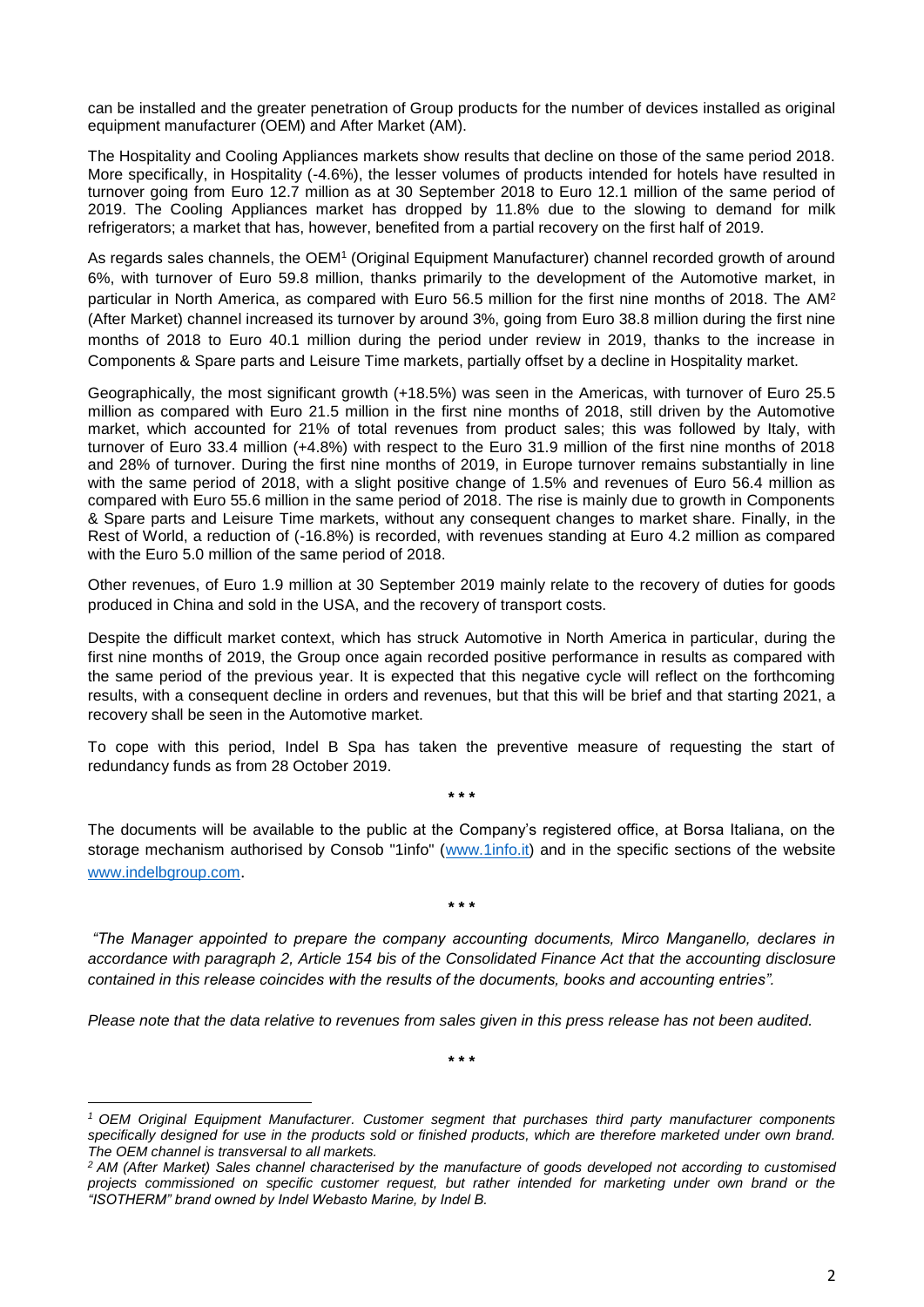can be installed and the greater penetration of Group products for the number of devices installed as original equipment manufacturer (OEM) and After Market (AM).

The Hospitality and Cooling Appliances markets show results that decline on those of the same period 2018. More specifically, in Hospitality (-4.6%), the lesser volumes of products intended for hotels have resulted in turnover going from Euro 12.7 million as at 30 September 2018 to Euro 12.1 million of the same period of 2019. The Cooling Appliances market has dropped by 11.8% due to the slowing to demand for milk refrigerators; a market that has, however, benefited from a partial recovery on the first half of 2019.

As regards sales channels, the OEM[1] (Original Equipment Manufacturer) channel recorded growth of around 6%, with turnover of Euro 59.8 million, thanks primarily to the development of the Automotive market, in particular in North America, as compared with Euro 56.5 million for the first nine months of 2018. The AM[2] (After Market) channel increased its turnover by around 3%, going from Euro 38.8 million during the first nine months of 2018 to Euro 40.1 million during the period under review in 2019, thanks to the increase in Components & Spare parts and Leisure Time markets, partially offset by a decline in Hospitality market.

Geographically, the most significant growth (+18.5%) was seen in the Americas, with turnover of Euro 25.5 million as compared with Euro 21.5 million in the first nine months of 2018, still driven by the Automotive market, which accounted for 21% of total revenues from product sales; this was followed by Italy, with turnover of Euro 33.4 million (+4.8%) with respect to the Euro 31.9 million of the first nine months of 2018 and 28% of turnover. During the first nine months of 2019, in Europe turnover remains substantially in line with the same period of 2018, with a slight positive change of 1.5% and revenues of Euro 56.4 million as compared with Euro 55.6 million in the same period of 2018. The rise is mainly due to growth in Components & Spare parts and Leisure Time markets, without any consequent changes to market share. Finally, in the Rest of World, a reduction of (-16.8%) is recorded, with revenues standing at Euro 4.2 million as compared with the Euro 5.0 million of the same period of 2018.

Other revenues, of Euro 1.9 million at 30 September 2019 mainly relate to the recovery of duties for goods produced in China and sold in the USA, and the recovery of transport costs.

Despite the difficult market context, which has struck Automotive in North America in particular, during the first nine months of 2019, the Group once again recorded positive performance in results as compared with the same period of the previous year. It is expected that this negative cycle will reflect on the forthcoming results, with a consequent decline in orders and revenues, but that this will be brief and that starting 2021, a recovery shall be seen in the Automotive market.

To cope with this period, Indel B Spa has taken the preventive measure of requesting the start of redundancy funds as from 28 October 2019.

\* \* \*

The documents will be available to the public at the Company's registered office, at Borsa Italiana, on the storage mechanism authorised by Consob "1info" (www.1info.it) and in the specific sections of the website www.indelbgroup.com.

\* \* \*

*"The Manager appointed to prepare the company accounting documents, Mirco Manganello, declares in accordance with paragraph 2, Article 154 bis of the Consolidated Finance Act that the accounting disclosure contained in this release coincides with the results of the documents, books and accounting entries".*

*Please note that the data relative to revenues from sales given in this press release has not been audited.*

\* \* \*

---

*[1] OEM Original Equipment Manufacturer. Customer segment that purchases third party manufacturer components specifically designed for use in the products sold or finished products, which are therefore marketed under own brand. The OEM channel is transversal to all markets.*

*[2] AM (After Market) Sales channel characterised by the manufacture of goods developed not according to customised projects commissioned on specific customer request, but rather intended for marketing under own brand or the "ISOTHERM" brand owned by Indel Webasto Marine, by Indel B.*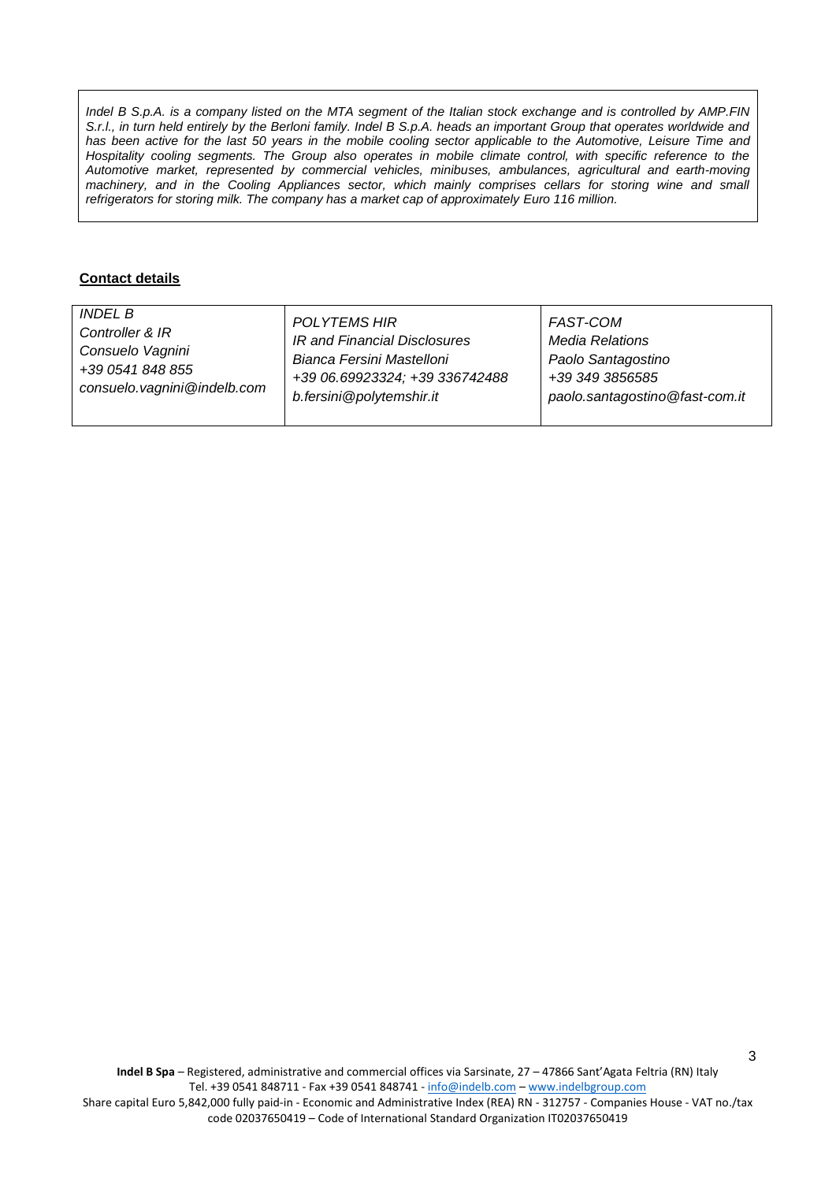*Indel B S.p.A. is a company listed on the MTA segment of the Italian stock exchange and is controlled by AMP.FIN S.r.l., in turn held entirely by the Berloni family. Indel B S.p.A. heads an important Group that operates worldwide and has been active for the last 50 years in the mobile cooling sector applicable to the Automotive, Leisure Time and Hospitality cooling segments. The Group also operates in mobile climate control, with specific reference to the Automotive market, represented by commercial vehicles, minibuses, ambulances, agricultural and earth-moving machinery, and in the Cooling Appliances sector, which mainly comprises cellars for storing wine and small refrigerators for storing milk. The company has a market cap of approximately Euro 116 million.*

**Contact details**

| | | |
|---|---|---|
| *INDEL B*<br>*Controller & IR*<br>*Consuelo Vagnini*<br>*+39 0541 848 855*<br>*consuelo.vagnini@indelb.com* | *POLYTEMS HIR*<br>*IR and Financial Disclosures*<br>*Bianca Fersini Mastelloni*<br>*+39 06.69923324; +39 336742488*<br>*b.fersini@polytemshir.it* | *FAST-COM*<br>*Media Relations*<br>*Paolo Santagostino*<br>*+39 349 3856585*<br>*paolo.santagostino@fast-com.it* |

**Indel B Spa** – Registered, administrative and commercial offices via Sarsinate, 27 – 47866 Sant'Agata Feltria (RN) Italy
Tel. +39 0541 848711 - Fax +39 0541 848741 - info@indelb.com – www.indelbgroup.com
Share capital Euro 5,842,000 fully paid-in - Economic and Administrative Index (REA) RN - 312757 - Companies House - VAT no./tax code 02037650419 – Code of International Standard Organization IT02037650419